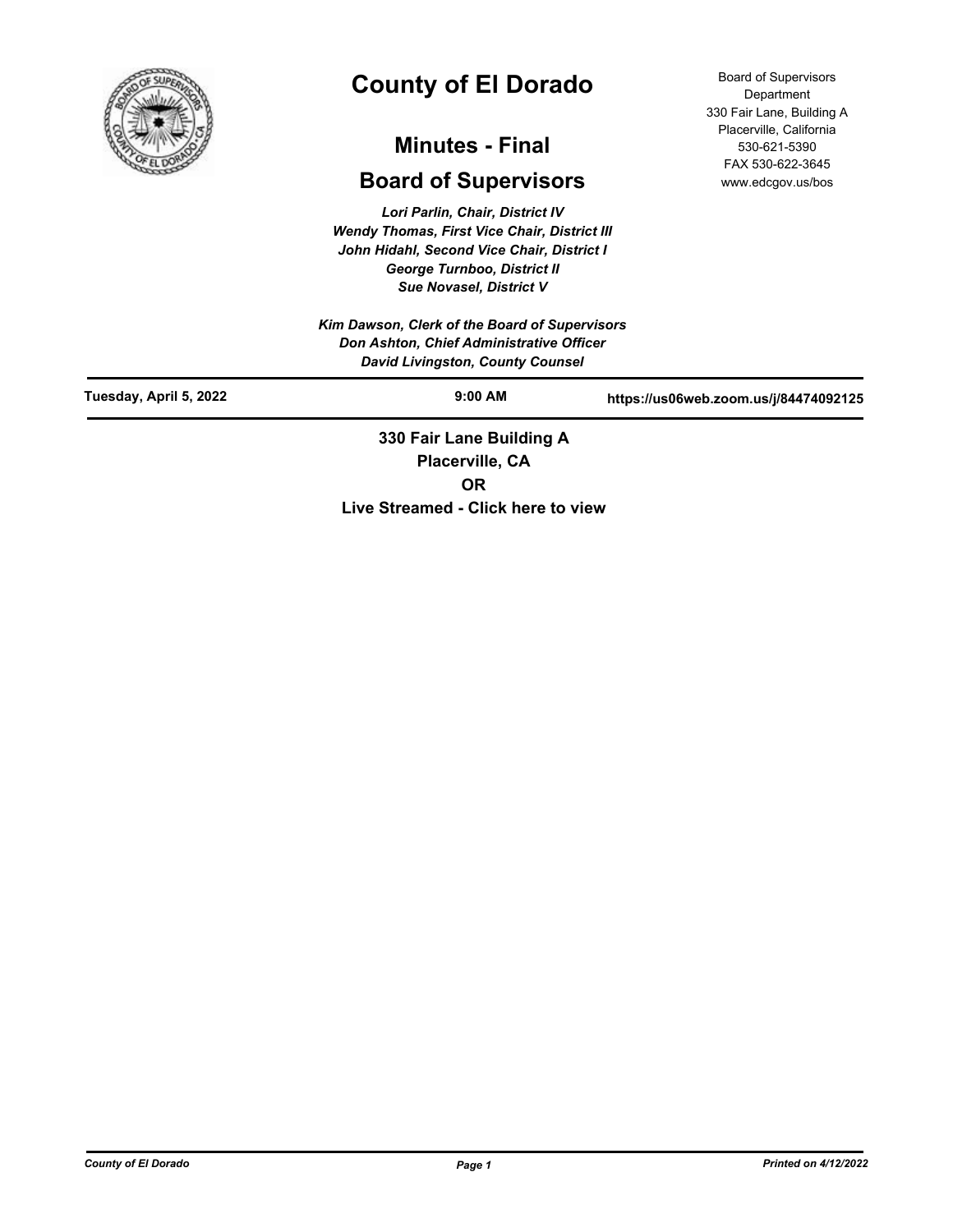# County of El Dorado

## Minutes - Final

## Board of Supervisors

Board of Supervisors Department
330 Fair Lane, Building A
Placerville, California
530-621-5390
FAX 530-622-3645
www.edcgov.us/bos

*Lori Parlin, Chair, District IV*
*Wendy Thomas, First Vice Chair, District III*
*John Hidahl, Second Vice Chair, District I*
*George Turnboo, District II*
*Sue Novasel, District V*

*Kim Dawson, Clerk of the Board of Supervisors*
*Don Ashton, Chief Administrative Officer*
*David Livingston, County Counsel*

| Tuesday, April 5, 2022 | 9:00 AM | https://us06web.zoom.us/j/84474092125 |
|---|---|---|

**330 Fair Lane Building A**
**Placerville, CA**
**OR**
**Live Streamed - Click here to view**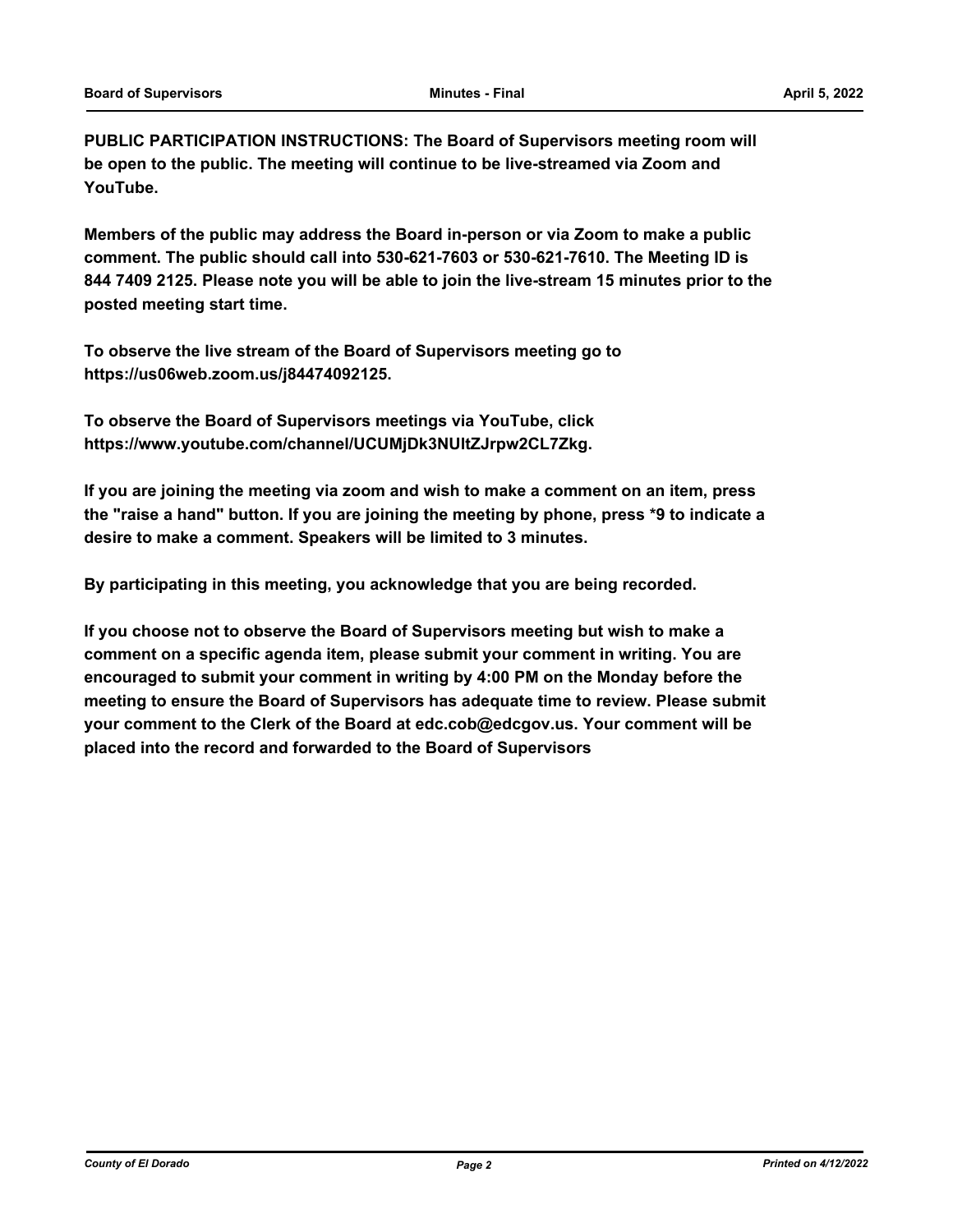**PUBLIC PARTICIPATION INSTRUCTIONS: The Board of Supervisors meeting room will be open to the public. The meeting will continue to be live-streamed via Zoom and YouTube.**

**Members of the public may address the Board in-person or via Zoom to make a public comment. The public should call into 530-621-7603 or 530-621-7610. The Meeting ID is 844 7409 2125. Please note you will be able to join the live-stream 15 minutes prior to the posted meeting start time.**

**To observe the live stream of the Board of Supervisors meeting go to https://us06web.zoom.us/j84474092125.**

**To observe the Board of Supervisors meetings via YouTube, click https://www.youtube.com/channel/UCUMjDk3NUltZJrpw2CL7Zkg.**

**If you are joining the meeting via zoom and wish to make a comment on an item, press the "raise a hand" button. If you are joining the meeting by phone, press *9 to indicate a desire to make a comment. Speakers will be limited to 3 minutes.**

**By participating in this meeting, you acknowledge that you are being recorded.**

**If you choose not to observe the Board of Supervisors meeting but wish to make a comment on a specific agenda item, please submit your comment in writing. You are encouraged to submit your comment in writing by 4:00 PM on the Monday before the meeting to ensure the Board of Supervisors has adequate time to review. Please submit your comment to the Clerk of the Board at edc.cob@edcgov.us. Your comment will be placed into the record and forwarded to the Board of Supervisors**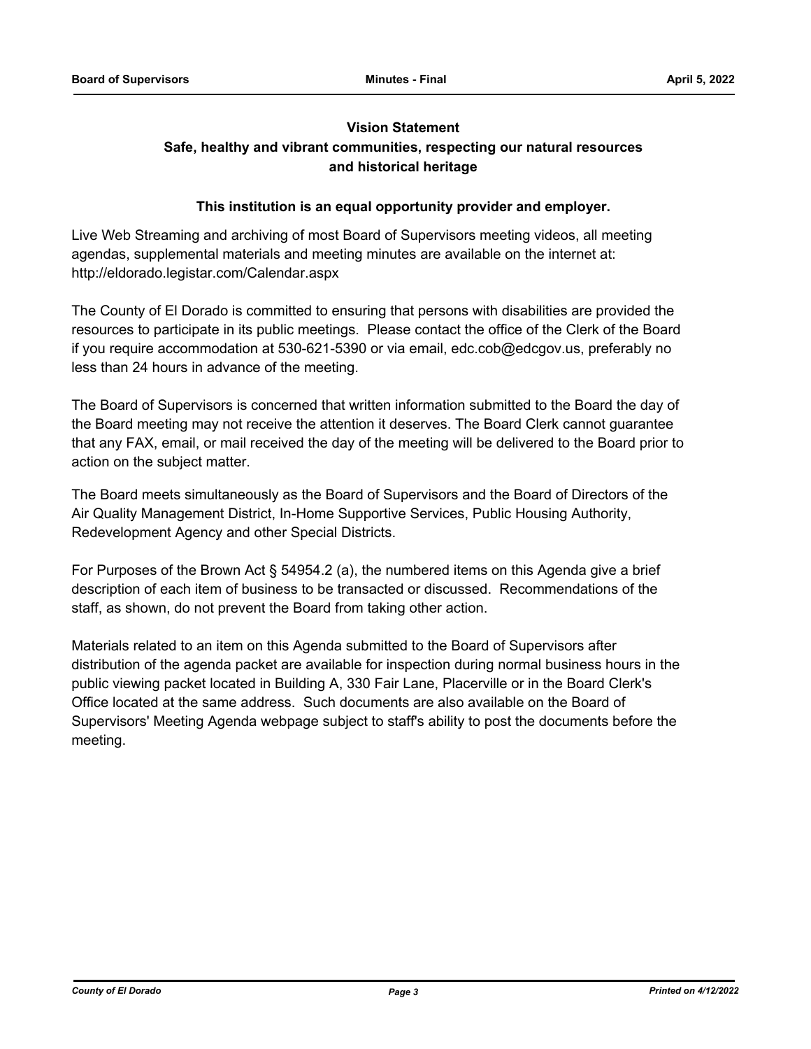**Vision Statement**

**Safe, healthy and vibrant communities, respecting our natural resources and historical heritage**

**This institution is an equal opportunity provider and employer.**

Live Web Streaming and archiving of most Board of Supervisors meeting videos, all meeting agendas, supplemental materials and meeting minutes are available on the internet at: http://eldorado.legistar.com/Calendar.aspx

The County of El Dorado is committed to ensuring that persons with disabilities are provided the resources to participate in its public meetings. Please contact the office of the Clerk of the Board if you require accommodation at 530-621-5390 or via email, edc.cob@edcgov.us, preferably no less than 24 hours in advance of the meeting.

The Board of Supervisors is concerned that written information submitted to the Board the day of the Board meeting may not receive the attention it deserves. The Board Clerk cannot guarantee that any FAX, email, or mail received the day of the meeting will be delivered to the Board prior to action on the subject matter.

The Board meets simultaneously as the Board of Supervisors and the Board of Directors of the Air Quality Management District, In-Home Supportive Services, Public Housing Authority, Redevelopment Agency and other Special Districts.

For Purposes of the Brown Act § 54954.2 (a), the numbered items on this Agenda give a brief description of each item of business to be transacted or discussed. Recommendations of the staff, as shown, do not prevent the Board from taking other action.

Materials related to an item on this Agenda submitted to the Board of Supervisors after distribution of the agenda packet are available for inspection during normal business hours in the public viewing packet located in Building A, 330 Fair Lane, Placerville or in the Board Clerk's Office located at the same address. Such documents are also available on the Board of Supervisors' Meeting Agenda webpage subject to staff's ability to post the documents before the meeting.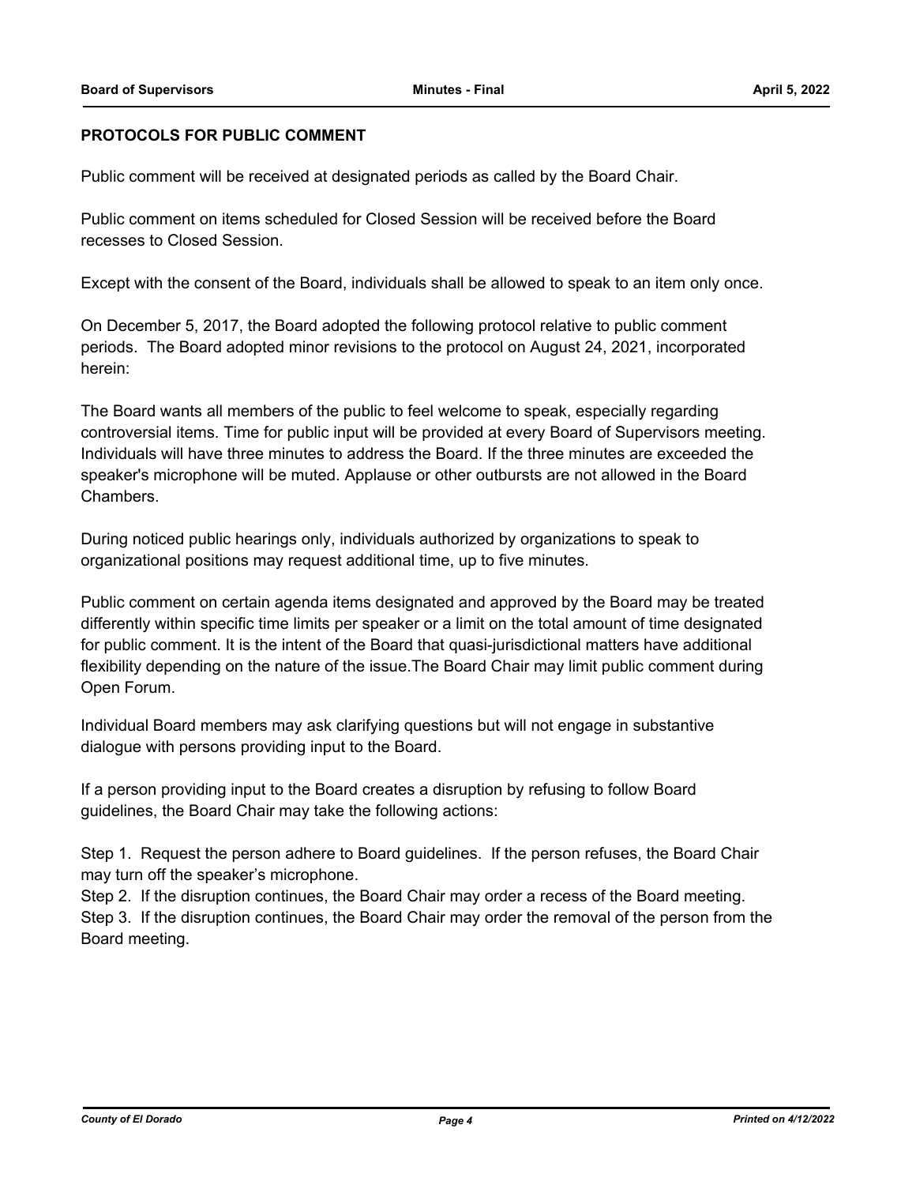## PROTOCOLS FOR PUBLIC COMMENT

Public comment will be received at designated periods as called by the Board Chair.

Public comment on items scheduled for Closed Session will be received before the Board recesses to Closed Session.

Except with the consent of the Board, individuals shall be allowed to speak to an item only once.

On December 5, 2017, the Board adopted the following protocol relative to public comment periods. The Board adopted minor revisions to the protocol on August 24, 2021, incorporated herein:

The Board wants all members of the public to feel welcome to speak, especially regarding controversial items. Time for public input will be provided at every Board of Supervisors meeting. Individuals will have three minutes to address the Board. If the three minutes are exceeded the speaker's microphone will be muted. Applause or other outbursts are not allowed in the Board Chambers.

During noticed public hearings only, individuals authorized by organizations to speak to organizational positions may request additional time, up to five minutes.

Public comment on certain agenda items designated and approved by the Board may be treated differently within specific time limits per speaker or a limit on the total amount of time designated for public comment. It is the intent of the Board that quasi-jurisdictional matters have additional flexibility depending on the nature of the issue.The Board Chair may limit public comment during Open Forum.

Individual Board members may ask clarifying questions but will not engage in substantive dialogue with persons providing input to the Board.

If a person providing input to the Board creates a disruption by refusing to follow Board guidelines, the Board Chair may take the following actions:

Step 1. Request the person adhere to Board guidelines. If the person refuses, the Board Chair may turn off the speaker's microphone.
Step 2. If the disruption continues, the Board Chair may order a recess of the Board meeting.
Step 3. If the disruption continues, the Board Chair may order the removal of the person from the Board meeting.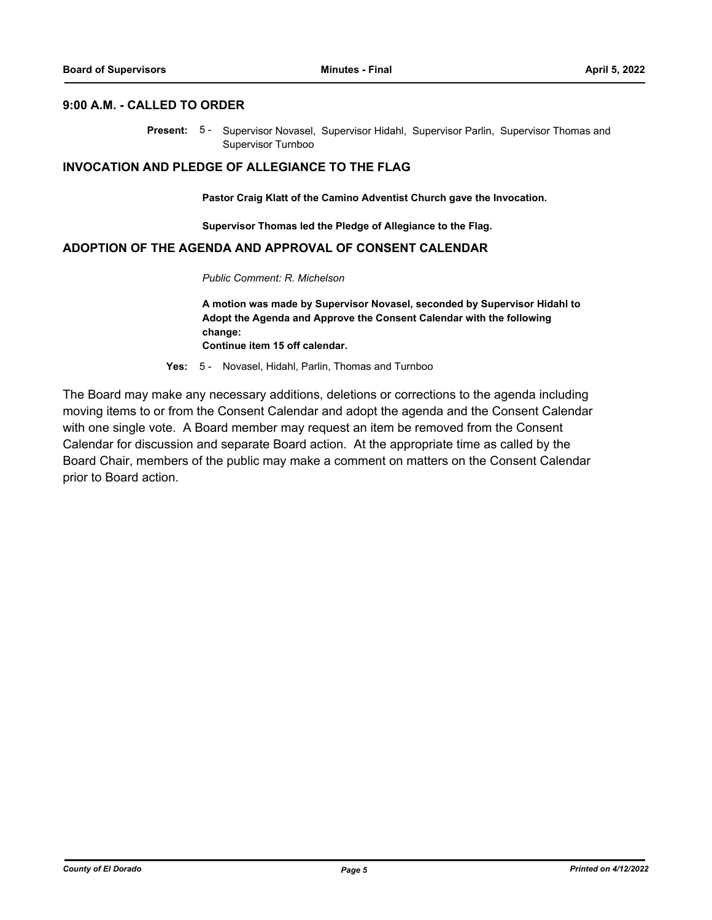## 9:00 A.M. - CALLED TO ORDER

**Present:** 5 - Supervisor Novasel, Supervisor Hidahl, Supervisor Parlin, Supervisor Thomas and Supervisor Turnboo

## INVOCATION AND PLEDGE OF ALLEGIANCE TO THE FLAG

**Pastor Craig Klatt of the Camino Adventist Church gave the Invocation.**

**Supervisor Thomas led the Pledge of Allegiance to the Flag.**

## ADOPTION OF THE AGENDA AND APPROVAL OF CONSENT CALENDAR

*Public Comment: R. Michelson*

**A motion was made by Supervisor Novasel, seconded by Supervisor Hidahl to Adopt the Agenda and Approve the Consent Calendar with the following change:**
**Continue item 15 off calendar.**

**Yes:** 5 - Novasel, Hidahl, Parlin, Thomas and Turnboo

The Board may make any necessary additions, deletions or corrections to the agenda including moving items to or from the Consent Calendar and adopt the agenda and the Consent Calendar with one single vote. A Board member may request an item be removed from the Consent Calendar for discussion and separate Board action. At the appropriate time as called by the Board Chair, members of the public may make a comment on matters on the Consent Calendar prior to Board action.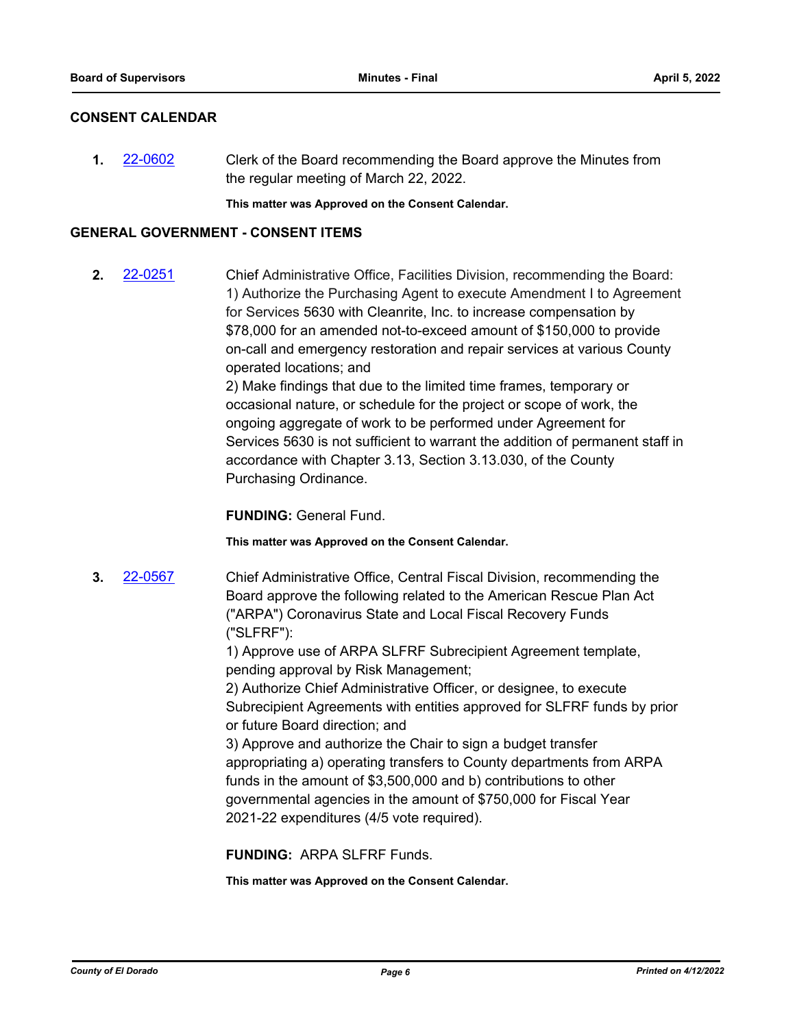## CONSENT CALENDAR

**1.** 22-0602 Clerk of the Board recommending the Board approve the Minutes from the regular meeting of March 22, 2022.

**This matter was Approved on the Consent Calendar.**

## GENERAL GOVERNMENT - CONSENT ITEMS

**2.** 22-0251 Chief Administrative Office, Facilities Division, recommending the Board:
1) Authorize the Purchasing Agent to execute Amendment I to Agreement for Services 5630 with Cleanrite, Inc. to increase compensation by $78,000 for an amended not-to-exceed amount of $150,000 to provide on-call and emergency restoration and repair services at various County operated locations; and
2) Make findings that due to the limited time frames, temporary or occasional nature, or schedule for the project or scope of work, the ongoing aggregate of work to be performed under Agreement for Services 5630 is not sufficient to warrant the addition of permanent staff in accordance with Chapter 3.13, Section 3.13.030, of the County Purchasing Ordinance.

**FUNDING:** General Fund.

**This matter was Approved on the Consent Calendar.**

**3.** 22-0567 Chief Administrative Office, Central Fiscal Division, recommending the Board approve the following related to the American Rescue Plan Act ("ARPA") Coronavirus State and Local Fiscal Recovery Funds ("SLFRF"):
1) Approve use of ARPA SLFRF Subrecipient Agreement template, pending approval by Risk Management;
2) Authorize Chief Administrative Officer, or designee, to execute Subrecipient Agreements with entities approved for SLFRF funds by prior or future Board direction; and
3) Approve and authorize the Chair to sign a budget transfer appropriating a) operating transfers to County departments from ARPA funds in the amount of $3,500,000 and b) contributions to other governmental agencies in the amount of $750,000 for Fiscal Year 2021-22 expenditures (4/5 vote required).

**FUNDING:** ARPA SLFRF Funds.

**This matter was Approved on the Consent Calendar.**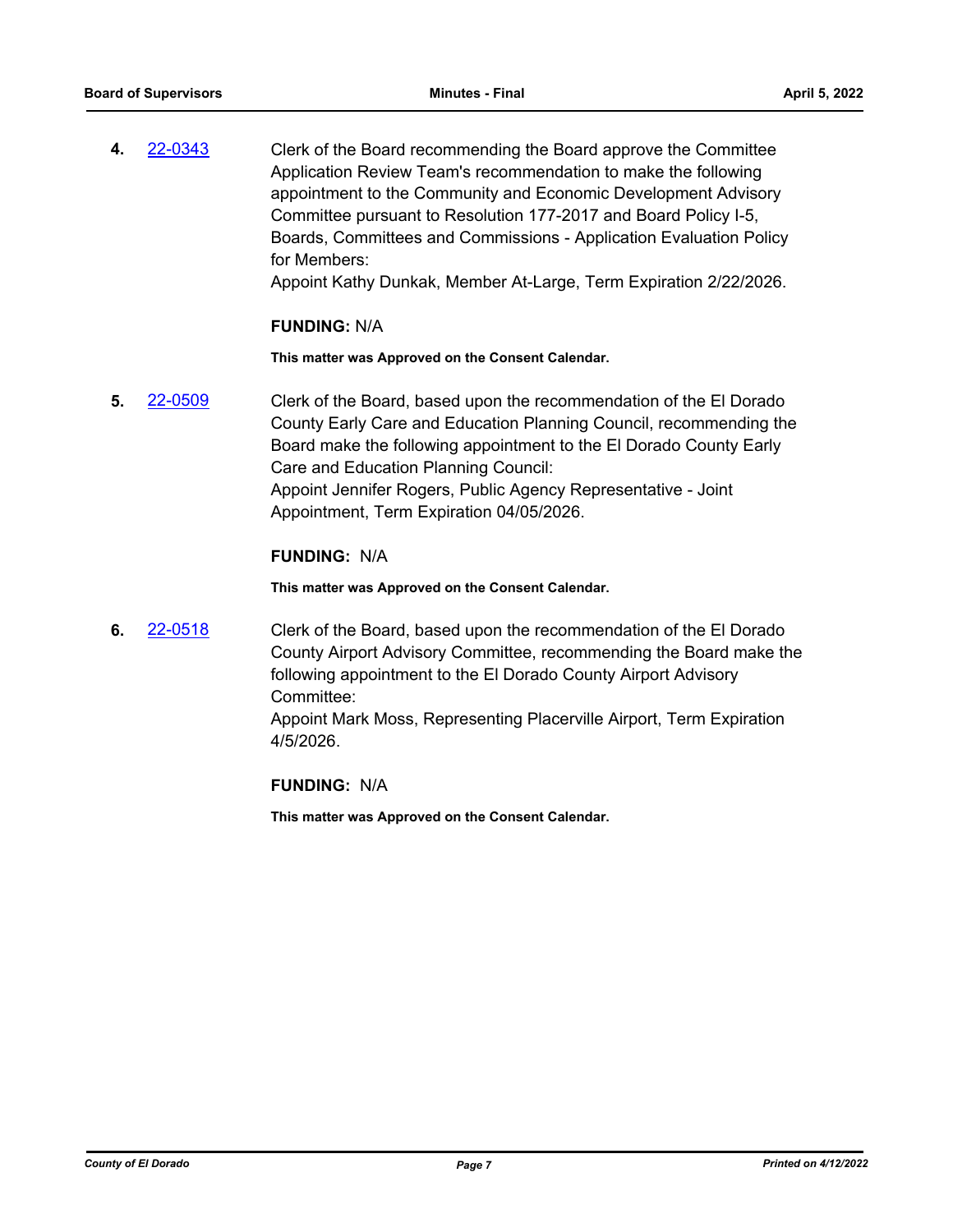**4.** 22-0343 Clerk of the Board recommending the Board approve the Committee Application Review Team's recommendation to make the following appointment to the Community and Economic Development Advisory Committee pursuant to Resolution 177-2017 and Board Policy I-5, Boards, Committees and Commissions - Application Evaluation Policy for Members:
Appoint Kathy Dunkak, Member At-Large, Term Expiration 2/22/2026.

**FUNDING:** N/A

**This matter was Approved on the Consent Calendar.**

**5.** 22-0509 Clerk of the Board, based upon the recommendation of the El Dorado County Early Care and Education Planning Council, recommending the Board make the following appointment to the El Dorado County Early Care and Education Planning Council:
Appoint Jennifer Rogers, Public Agency Representative - Joint Appointment, Term Expiration 04/05/2026.

**FUNDING:** N/A

**This matter was Approved on the Consent Calendar.**

**6.** 22-0518 Clerk of the Board, based upon the recommendation of the El Dorado County Airport Advisory Committee, recommending the Board make the following appointment to the El Dorado County Airport Advisory Committee:
Appoint Mark Moss, Representing Placerville Airport, Term Expiration 4/5/2026.

**FUNDING:** N/A

**This matter was Approved on the Consent Calendar.**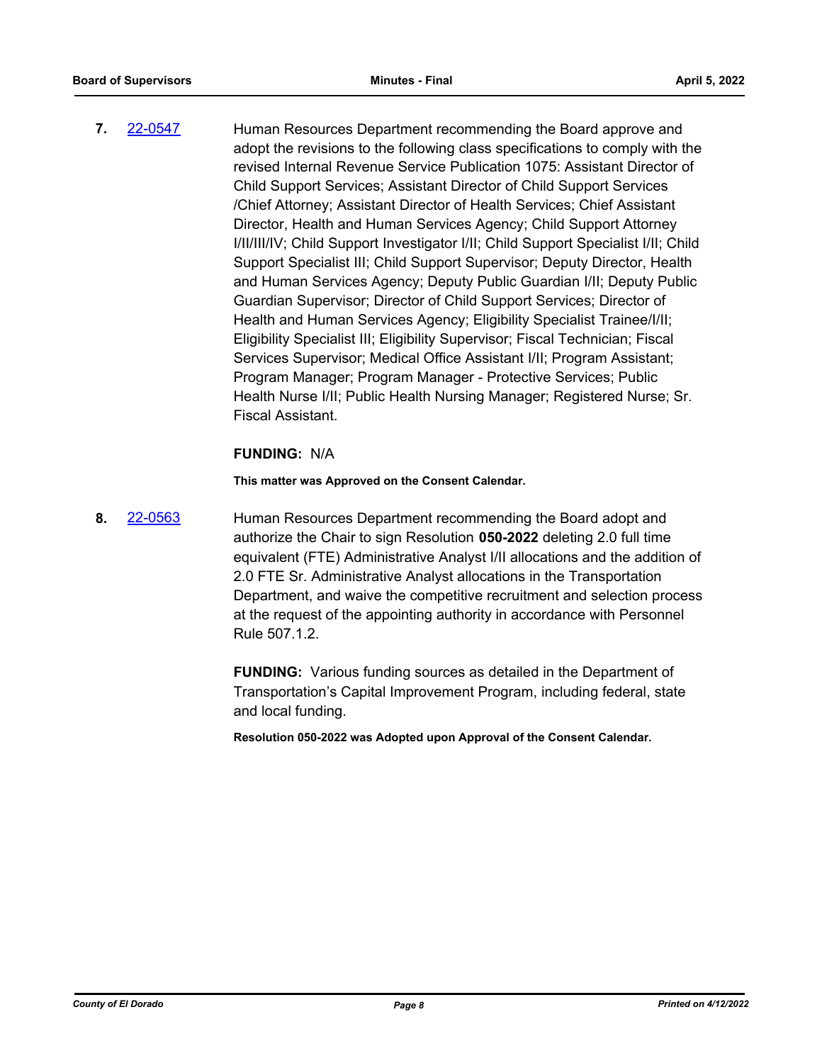**7.** [22-0547](22-0547) Human Resources Department recommending the Board approve and adopt the revisions to the following class specifications to comply with the revised Internal Revenue Service Publication 1075: Assistant Director of Child Support Services; Assistant Director of Child Support Services /Chief Attorney; Assistant Director of Health Services; Chief Assistant Director, Health and Human Services Agency; Child Support Attorney I/II/III/IV; Child Support Investigator I/II; Child Support Specialist I/II; Child Support Specialist III; Child Support Supervisor; Deputy Director, Health and Human Services Agency; Deputy Public Guardian I/II; Deputy Public Guardian Supervisor; Director of Child Support Services; Director of Health and Human Services Agency; Eligibility Specialist Trainee/I/II; Eligibility Specialist III; Eligibility Supervisor; Fiscal Technician; Fiscal Services Supervisor; Medical Office Assistant I/II; Program Assistant; Program Manager; Program Manager - Protective Services; Public Health Nurse I/II; Public Health Nursing Manager; Registered Nurse; Sr. Fiscal Assistant.

**FUNDING:** N/A

**This matter was Approved on the Consent Calendar.**

**8.** [22-0563](22-0563) Human Resources Department recommending the Board adopt and authorize the Chair to sign Resolution **050-2022** deleting 2.0 full time equivalent (FTE) Administrative Analyst I/II allocations and the addition of 2.0 FTE Sr. Administrative Analyst allocations in the Transportation Department, and waive the competitive recruitment and selection process at the request of the appointing authority in accordance with Personnel Rule 507.1.2.

**FUNDING:** Various funding sources as detailed in the Department of Transportation's Capital Improvement Program, including federal, state and local funding.

**Resolution 050-2022 was Adopted upon Approval of the Consent Calendar.**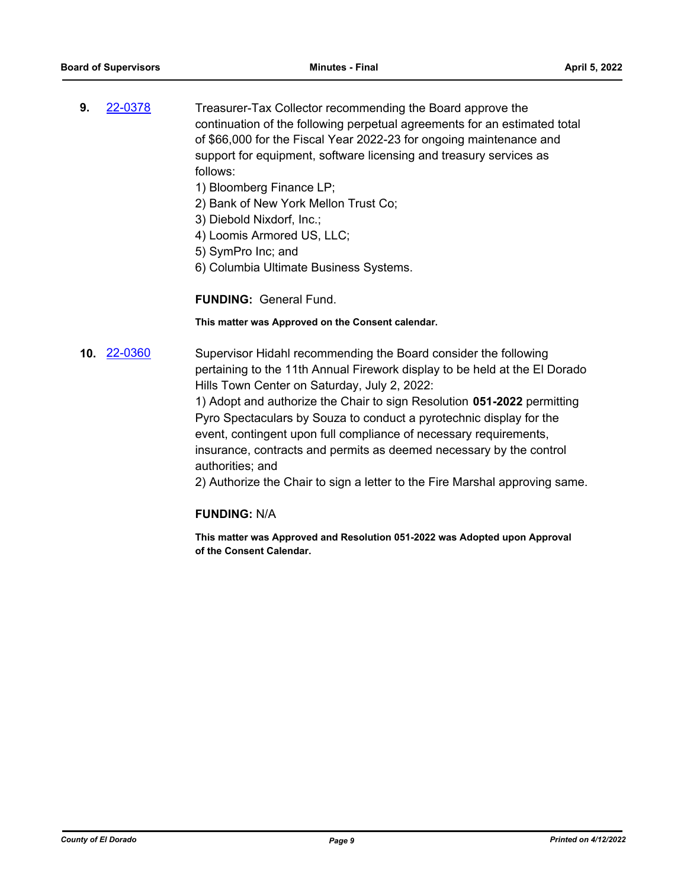**9.** 22-0378

Treasurer-Tax Collector recommending the Board approve the continuation of the following perpetual agreements for an estimated total of $66,000 for the Fiscal Year 2022-23 for ongoing maintenance and support for equipment, software licensing and treasury services as follows:

1) Bloomberg Finance LP;
2) Bank of New York Mellon Trust Co;
3) Diebold Nixdorf, Inc.;
4) Loomis Armored US, LLC;
5) SymPro Inc; and
6) Columbia Ultimate Business Systems.

**FUNDING:** General Fund.

**This matter was Approved on the Consent calendar.**

**10.** 22-0360

Supervisor Hidahl recommending the Board consider the following pertaining to the 11th Annual Firework display to be held at the El Dorado Hills Town Center on Saturday, July 2, 2022:

1) Adopt and authorize the Chair to sign Resolution **051-2022** permitting Pyro Spectaculars by Souza to conduct a pyrotechnic display for the event, contingent upon full compliance of necessary requirements, insurance, contracts and permits as deemed necessary by the control authorities; and
2) Authorize the Chair to sign a letter to the Fire Marshal approving same.

**FUNDING:** N/A

**This matter was Approved and Resolution 051-2022 was Adopted upon Approval of the Consent Calendar.**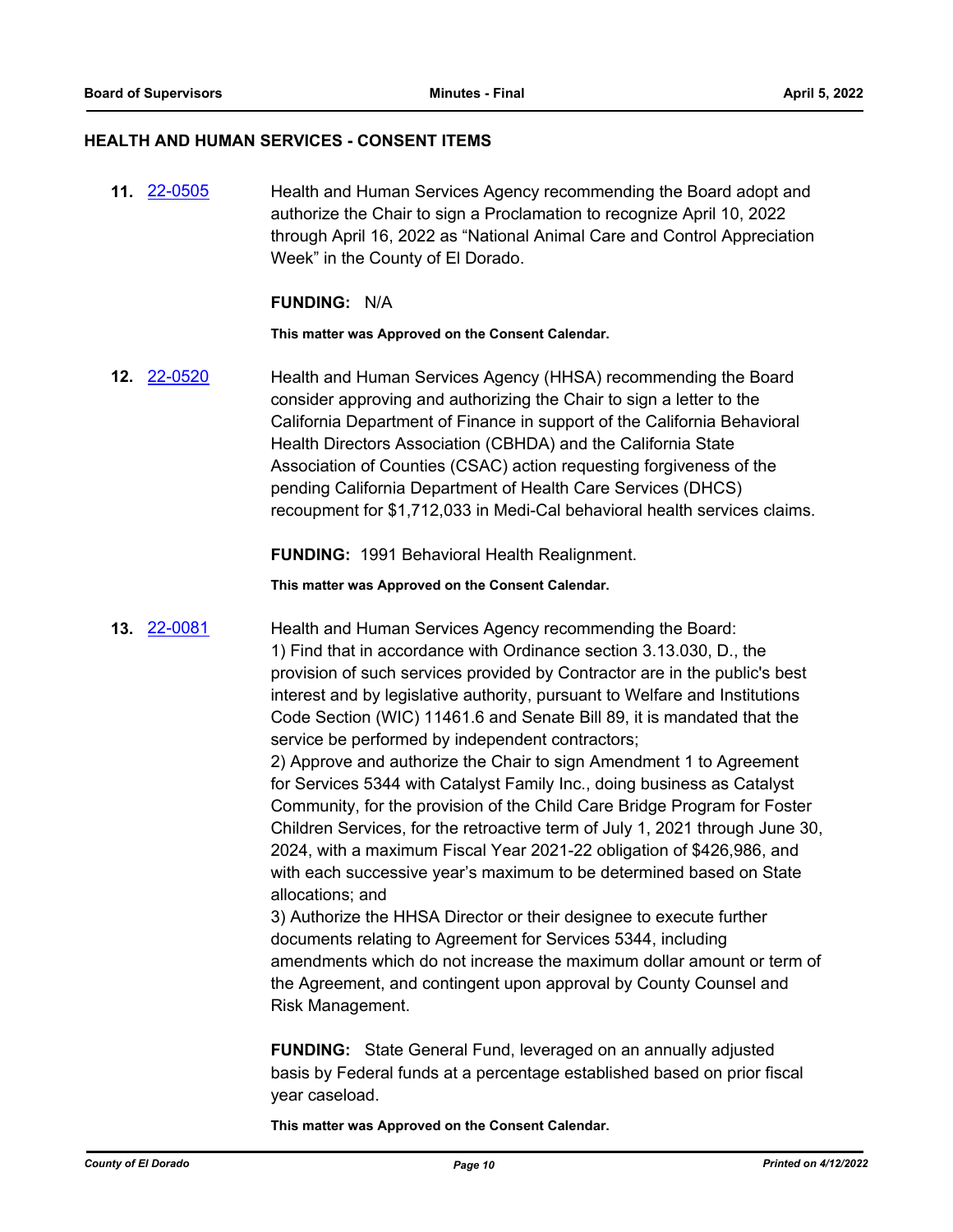## HEALTH AND HUMAN SERVICES - CONSENT ITEMS

**11.** 22-0505 Health and Human Services Agency recommending the Board adopt and authorize the Chair to sign a Proclamation to recognize April 10, 2022 through April 16, 2022 as "National Animal Care and Control Appreciation Week" in the County of El Dorado.

**FUNDING:** N/A

**This matter was Approved on the Consent Calendar.**

**12.** 22-0520 Health and Human Services Agency (HHSA) recommending the Board consider approving and authorizing the Chair to sign a letter to the California Department of Finance in support of the California Behavioral Health Directors Association (CBHDA) and the California State Association of Counties (CSAC) action requesting forgiveness of the pending California Department of Health Care Services (DHCS) recoupment for $1,712,033 in Medi-Cal behavioral health services claims.

**FUNDING:** 1991 Behavioral Health Realignment.

**This matter was Approved on the Consent Calendar.**

**13.** 22-0081 Health and Human Services Agency recommending the Board:

1) Find that in accordance with Ordinance section 3.13.030, D., the provision of such services provided by Contractor are in the public's best interest and by legislative authority, pursuant to Welfare and Institutions Code Section (WIC) 11461.6 and Senate Bill 89, it is mandated that the service be performed by independent contractors;

2) Approve and authorize the Chair to sign Amendment 1 to Agreement for Services 5344 with Catalyst Family Inc., doing business as Catalyst Community, for the provision of the Child Care Bridge Program for Foster Children Services, for the retroactive term of July 1, 2021 through June 30, 2024, with a maximum Fiscal Year 2021-22 obligation of $426,986, and with each successive year's maximum to be determined based on State allocations; and

3) Authorize the HHSA Director or their designee to execute further documents relating to Agreement for Services 5344, including amendments which do not increase the maximum dollar amount or term of the Agreement, and contingent upon approval by County Counsel and Risk Management.

**FUNDING:** State General Fund, leveraged on an annually adjusted basis by Federal funds at a percentage established based on prior fiscal year caseload.

**This matter was Approved on the Consent Calendar.**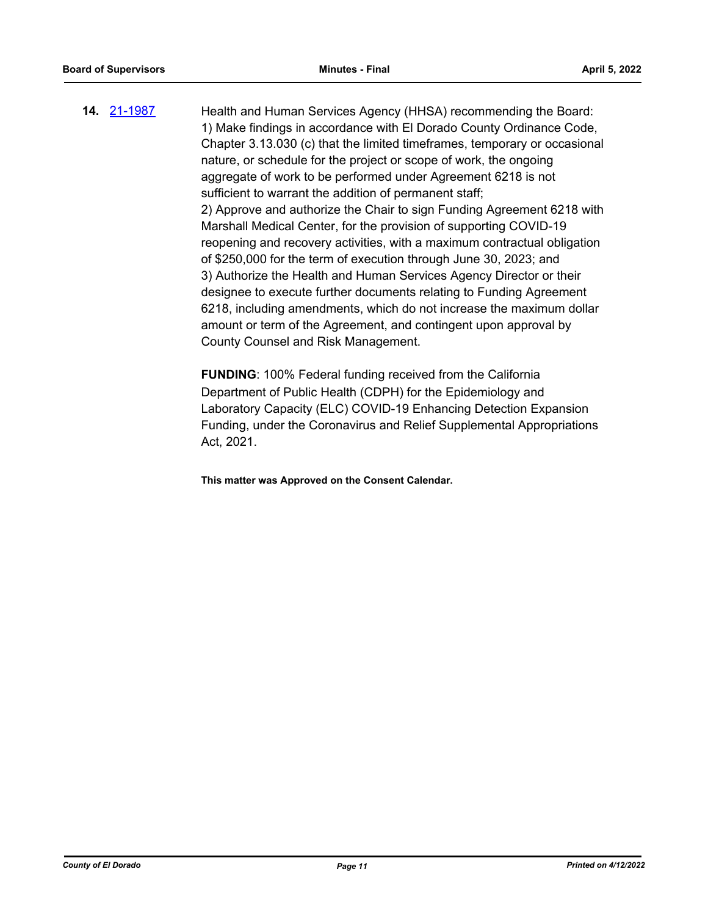**14.** 21-1987

Health and Human Services Agency (HHSA) recommending the Board:
1) Make findings in accordance with El Dorado County Ordinance Code, Chapter 3.13.030 (c) that the limited timeframes, temporary or occasional nature, or schedule for the project or scope of work, the ongoing aggregate of work to be performed under Agreement 6218 is not sufficient to warrant the addition of permanent staff;
2) Approve and authorize the Chair to sign Funding Agreement 6218 with Marshall Medical Center, for the provision of supporting COVID-19 reopening and recovery activities, with a maximum contractual obligation of $250,000 for the term of execution through June 30, 2023; and
3) Authorize the Health and Human Services Agency Director or their designee to execute further documents relating to Funding Agreement 6218, including amendments, which do not increase the maximum dollar amount or term of the Agreement, and contingent upon approval by County Counsel and Risk Management.

**FUNDING**: 100% Federal funding received from the California Department of Public Health (CDPH) for the Epidemiology and Laboratory Capacity (ELC) COVID-19 Enhancing Detection Expansion Funding, under the Coronavirus and Relief Supplemental Appropriations Act, 2021.

**This matter was Approved on the Consent Calendar.**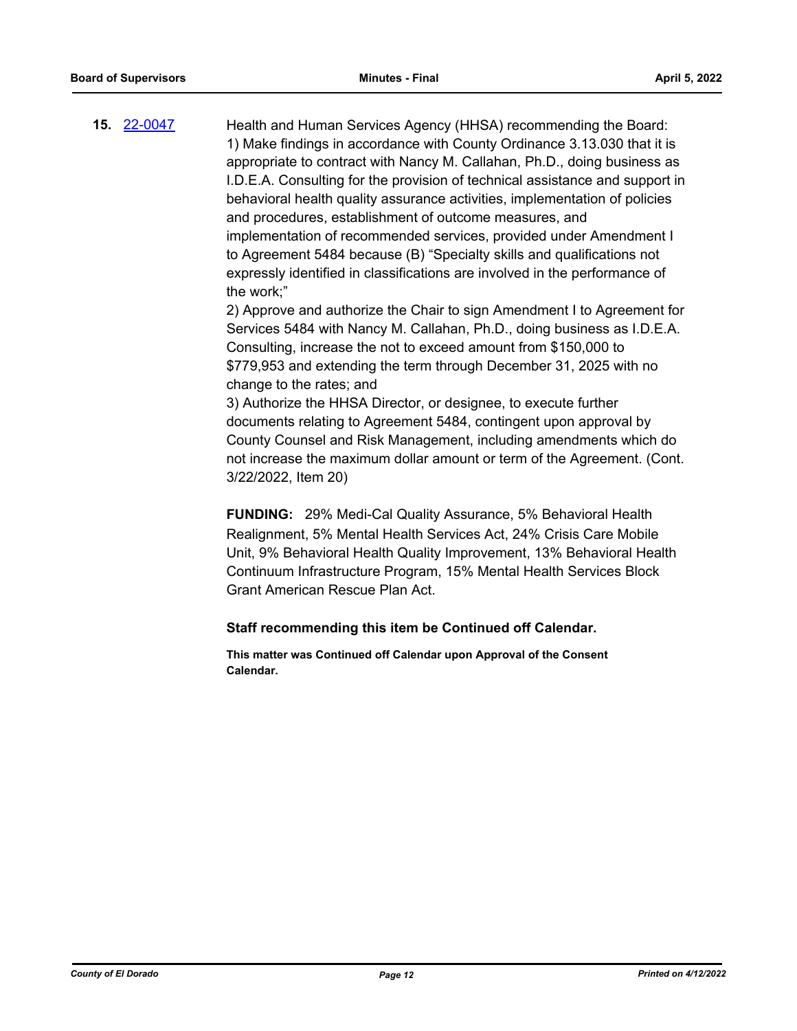**15.** [22-0047](22-0047)

Health and Human Services Agency (HHSA) recommending the Board:
1) Make findings in accordance with County Ordinance 3.13.030 that it is appropriate to contract with Nancy M. Callahan, Ph.D., doing business as I.D.E.A. Consulting for the provision of technical assistance and support in behavioral health quality assurance activities, implementation of policies and procedures, establishment of outcome measures, and implementation of recommended services, provided under Amendment I to Agreement 5484 because (B) "Specialty skills and qualifications not expressly identified in classifications are involved in the performance of the work;"
2) Approve and authorize the Chair to sign Amendment I to Agreement for Services 5484 with Nancy M. Callahan, Ph.D., doing business as I.D.E.A. Consulting, increase the not to exceed amount from $150,000 to $779,953 and extending the term through December 31, 2025 with no change to the rates; and
3) Authorize the HHSA Director, or designee, to execute further documents relating to Agreement 5484, contingent upon approval by County Counsel and Risk Management, including amendments which do not increase the maximum dollar amount or term of the Agreement. (Cont. 3/22/2022, Item 20)

**FUNDING:** 29% Medi-Cal Quality Assurance, 5% Behavioral Health Realignment, 5% Mental Health Services Act, 24% Crisis Care Mobile Unit, 9% Behavioral Health Quality Improvement, 13% Behavioral Health Continuum Infrastructure Program, 15% Mental Health Services Block Grant American Rescue Plan Act.

**Staff recommending this item be Continued off Calendar.**

**This matter was Continued off Calendar upon Approval of the Consent Calendar.**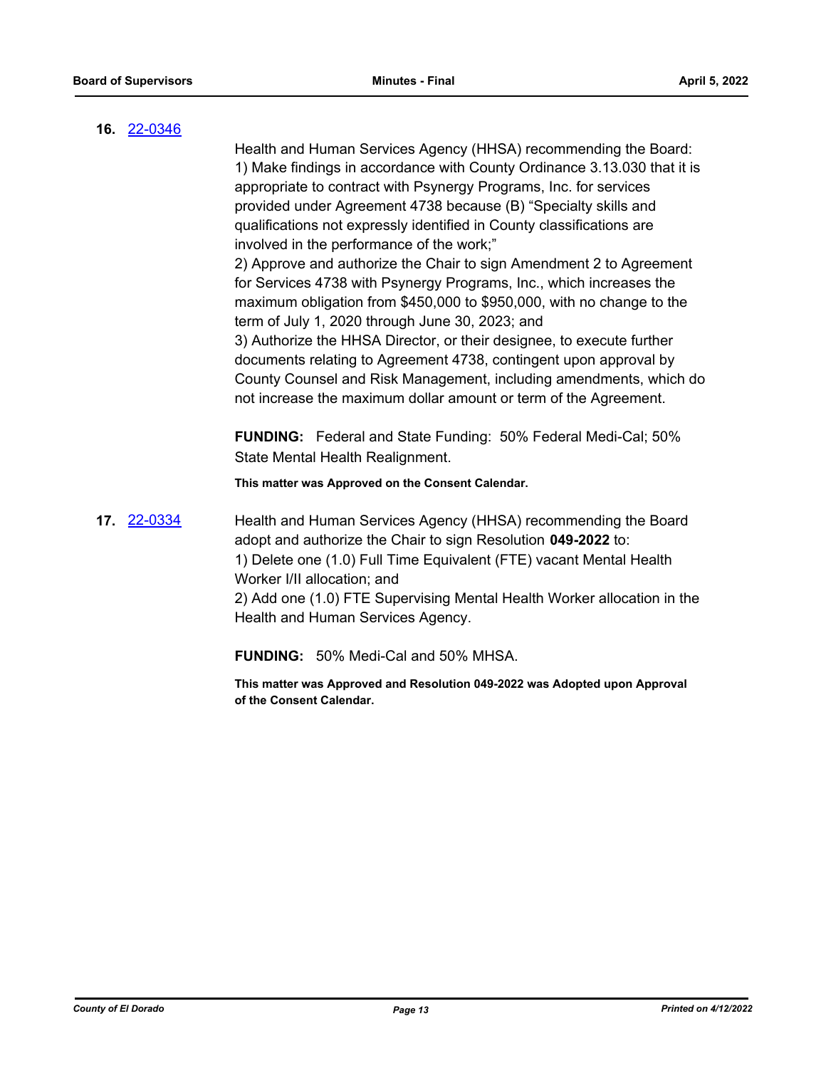**16.** 22-0346

Health and Human Services Agency (HHSA) recommending the Board:
1) Make findings in accordance with County Ordinance 3.13.030 that it is appropriate to contract with Psynergy Programs, Inc. for services provided under Agreement 4738 because (B) "Specialty skills and qualifications not expressly identified in County classifications are involved in the performance of the work;"
2) Approve and authorize the Chair to sign Amendment 2 to Agreement for Services 4738 with Psynergy Programs, Inc., which increases the maximum obligation from $450,000 to $950,000, with no change to the term of July 1, 2020 through June 30, 2023; and
3) Authorize the HHSA Director, or their designee, to execute further documents relating to Agreement 4738, contingent upon approval by County Counsel and Risk Management, including amendments, which do not increase the maximum dollar amount or term of the Agreement.

**FUNDING:** Federal and State Funding: 50% Federal Medi-Cal; 50% State Mental Health Realignment.

**This matter was Approved on the Consent Calendar.**

**17.** 22-0334

Health and Human Services Agency (HHSA) recommending the Board adopt and authorize the Chair to sign Resolution **049-2022** to:
1) Delete one (1.0) Full Time Equivalent (FTE) vacant Mental Health Worker I/II allocation; and
2) Add one (1.0) FTE Supervising Mental Health Worker allocation in the Health and Human Services Agency.

**FUNDING:** 50% Medi-Cal and 50% MHSA.

**This matter was Approved and Resolution 049-2022 was Adopted upon Approval of the Consent Calendar.**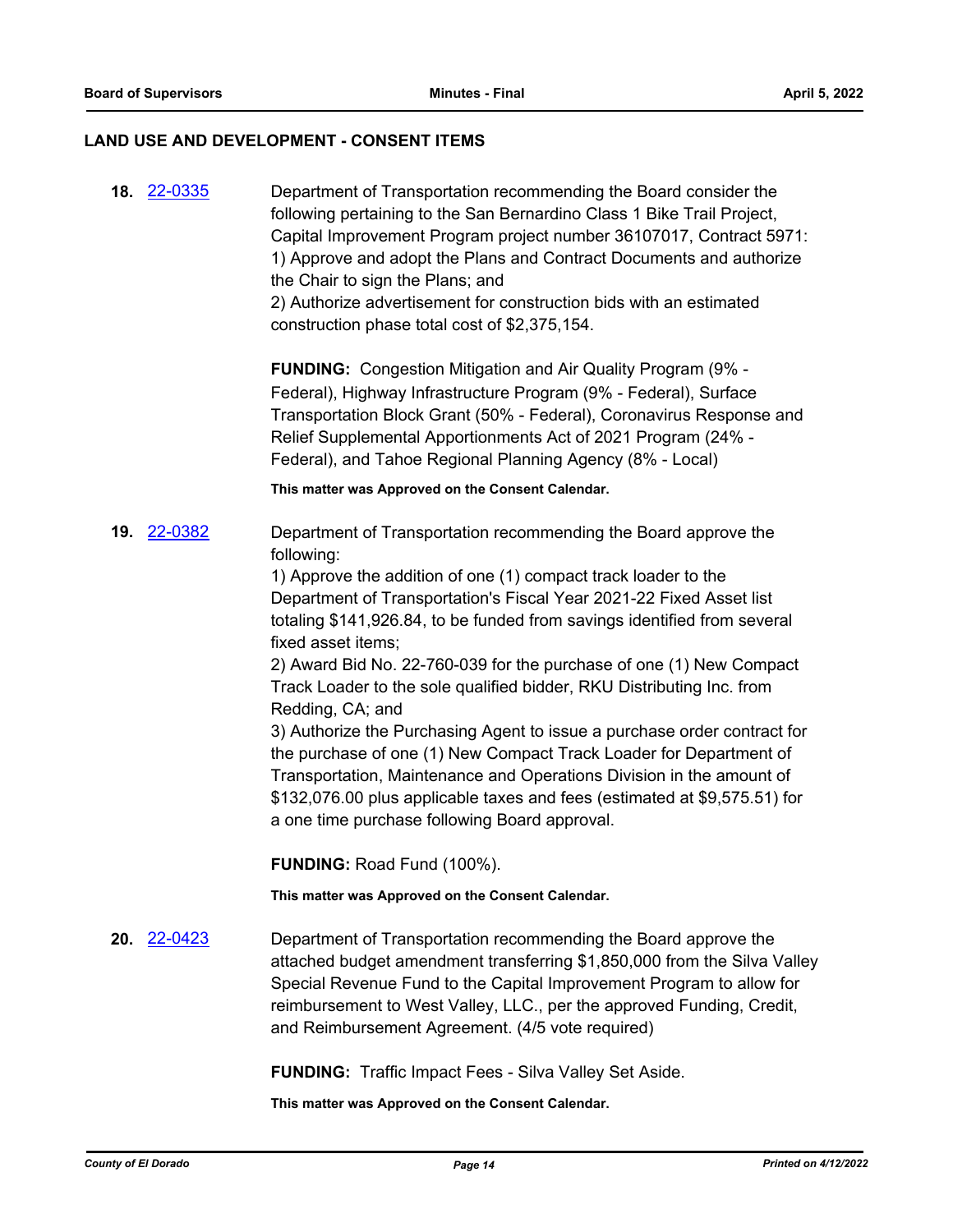## LAND USE AND DEVELOPMENT - CONSENT ITEMS

**18.** 22-0335

Department of Transportation recommending the Board consider the following pertaining to the San Bernardino Class 1 Bike Trail Project, Capital Improvement Program project number 36107017, Contract 5971:
1) Approve and adopt the Plans and Contract Documents and authorize the Chair to sign the Plans; and
2) Authorize advertisement for construction bids with an estimated construction phase total cost of $2,375,154.

**FUNDING:** Congestion Mitigation and Air Quality Program (9% - Federal), Highway Infrastructure Program (9% - Federal), Surface Transportation Block Grant (50% - Federal), Coronavirus Response and Relief Supplemental Apportionments Act of 2021 Program (24% - Federal), and Tahoe Regional Planning Agency (8% - Local)

**This matter was Approved on the Consent Calendar.**

**19.** 22-0382

Department of Transportation recommending the Board approve the following:
1) Approve the addition of one (1) compact track loader to the Department of Transportation's Fiscal Year 2021-22 Fixed Asset list totaling $141,926.84, to be funded from savings identified from several fixed asset items;
2) Award Bid No. 22-760-039 for the purchase of one (1) New Compact Track Loader to the sole qualified bidder, RKU Distributing Inc. from Redding, CA; and
3) Authorize the Purchasing Agent to issue a purchase order contract for the purchase of one (1) New Compact Track Loader for Department of Transportation, Maintenance and Operations Division in the amount of $132,076.00 plus applicable taxes and fees (estimated at $9,575.51) for a one time purchase following Board approval.

**FUNDING:** Road Fund (100%).

**This matter was Approved on the Consent Calendar.**

**20.** 22-0423

Department of Transportation recommending the Board approve the attached budget amendment transferring $1,850,000 from the Silva Valley Special Revenue Fund to the Capital Improvement Program to allow for reimbursement to West Valley, LLC., per the approved Funding, Credit, and Reimbursement Agreement. (4/5 vote required)

**FUNDING:** Traffic Impact Fees - Silva Valley Set Aside.

**This matter was Approved on the Consent Calendar.**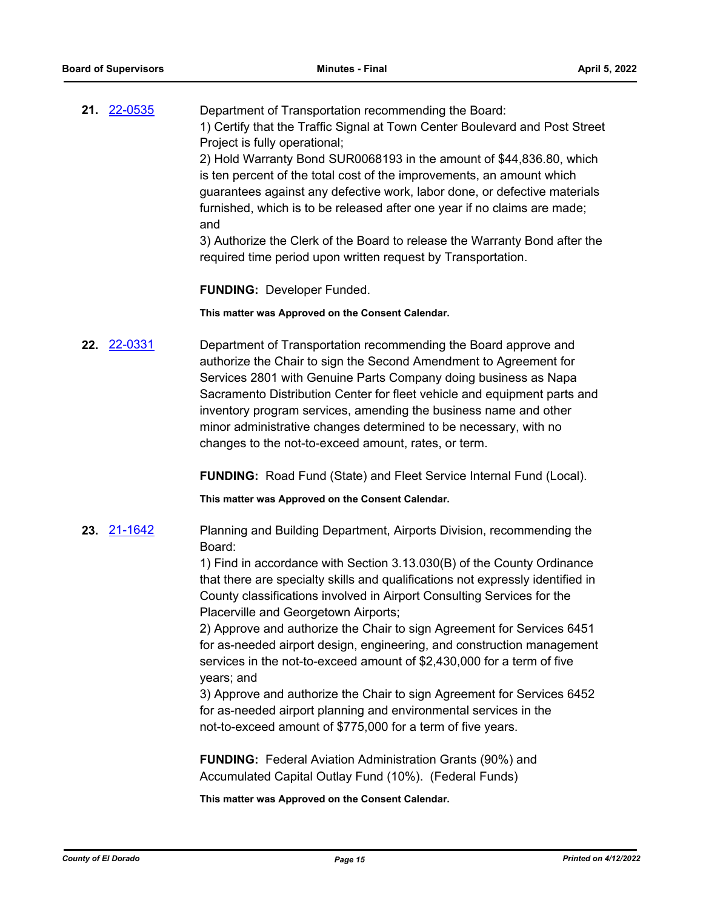**21.** [22-0535]

Department of Transportation recommending the Board:
1) Certify that the Traffic Signal at Town Center Boulevard and Post Street Project is fully operational;
2) Hold Warranty Bond SUR0068193 in the amount of $44,836.80, which is ten percent of the total cost of the improvements, an amount which guarantees against any defective work, labor done, or defective materials furnished, which is to be released after one year if no claims are made; and
3) Authorize the Clerk of the Board to release the Warranty Bond after the required time period upon written request by Transportation.

**FUNDING:** Developer Funded.

**This matter was Approved on the Consent Calendar.**

**22.** [22-0331]

Department of Transportation recommending the Board approve and authorize the Chair to sign the Second Amendment to Agreement for Services 2801 with Genuine Parts Company doing business as Napa Sacramento Distribution Center for fleet vehicle and equipment parts and inventory program services, amending the business name and other minor administrative changes determined to be necessary, with no changes to the not-to-exceed amount, rates, or term.

**FUNDING:** Road Fund (State) and Fleet Service Internal Fund (Local).

**This matter was Approved on the Consent Calendar.**

**23.** [21-1642]

Planning and Building Department, Airports Division, recommending the Board:
1) Find in accordance with Section 3.13.030(B) of the County Ordinance that there are specialty skills and qualifications not expressly identified in County classifications involved in Airport Consulting Services for the Placerville and Georgetown Airports;
2) Approve and authorize the Chair to sign Agreement for Services 6451 for as-needed airport design, engineering, and construction management services in the not-to-exceed amount of $2,430,000 for a term of five years; and
3) Approve and authorize the Chair to sign Agreement for Services 6452 for as-needed airport planning and environmental services in the not-to-exceed amount of $775,000 for a term of five years.

**FUNDING:** Federal Aviation Administration Grants (90%) and Accumulated Capital Outlay Fund (10%). (Federal Funds)

**This matter was Approved on the Consent Calendar.**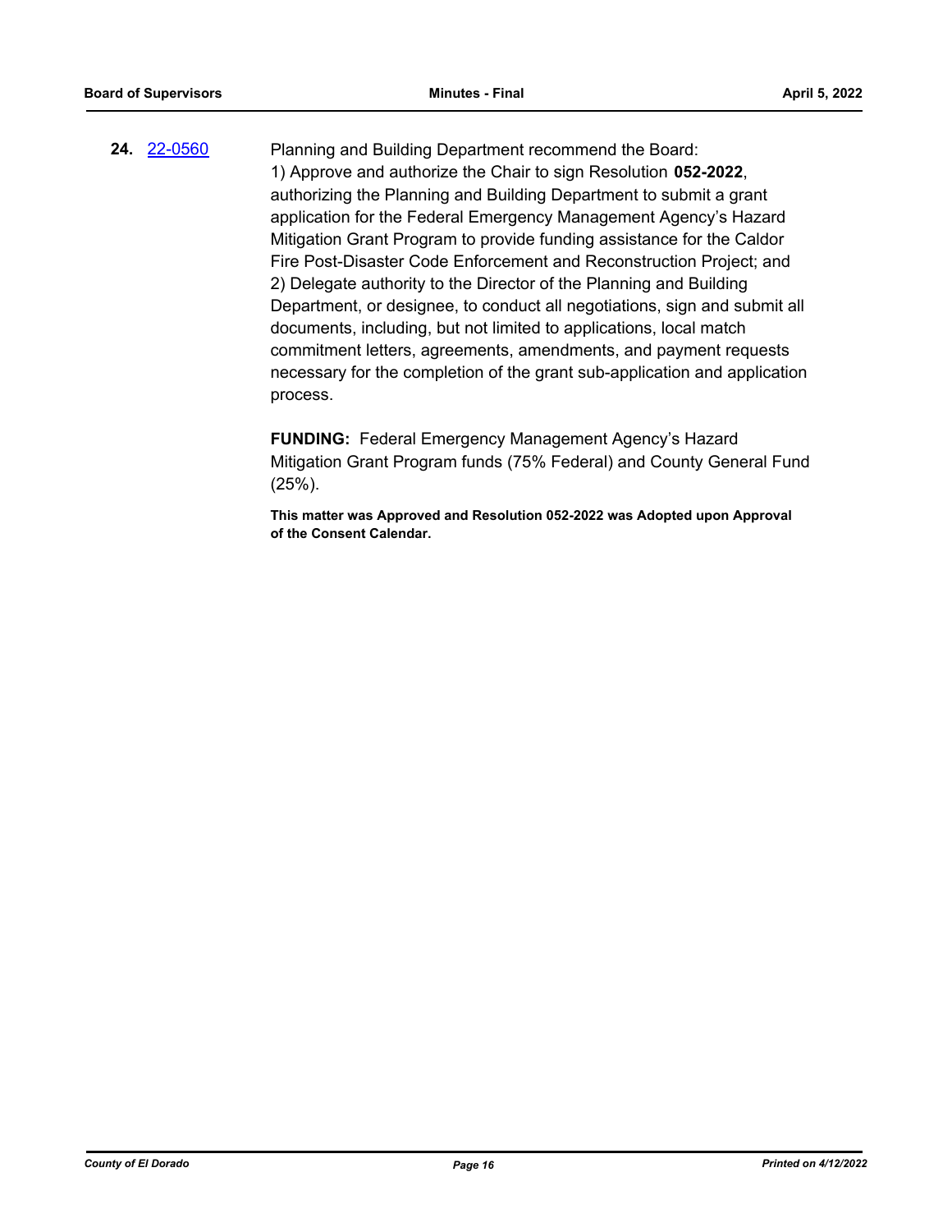**24.** [22-0560](22-0560)

Planning and Building Department recommend the Board:
1) Approve and authorize the Chair to sign Resolution **052-2022**, authorizing the Planning and Building Department to submit a grant application for the Federal Emergency Management Agency's Hazard Mitigation Grant Program to provide funding assistance for the Caldor Fire Post-Disaster Code Enforcement and Reconstruction Project; and
2) Delegate authority to the Director of the Planning and Building Department, or designee, to conduct all negotiations, sign and submit all documents, including, but not limited to applications, local match commitment letters, agreements, amendments, and payment requests necessary for the completion of the grant sub-application and application process.

**FUNDING:** Federal Emergency Management Agency's Hazard Mitigation Grant Program funds (75% Federal) and County General Fund (25%).

**This matter was Approved and Resolution 052-2022 was Adopted upon Approval of the Consent Calendar.**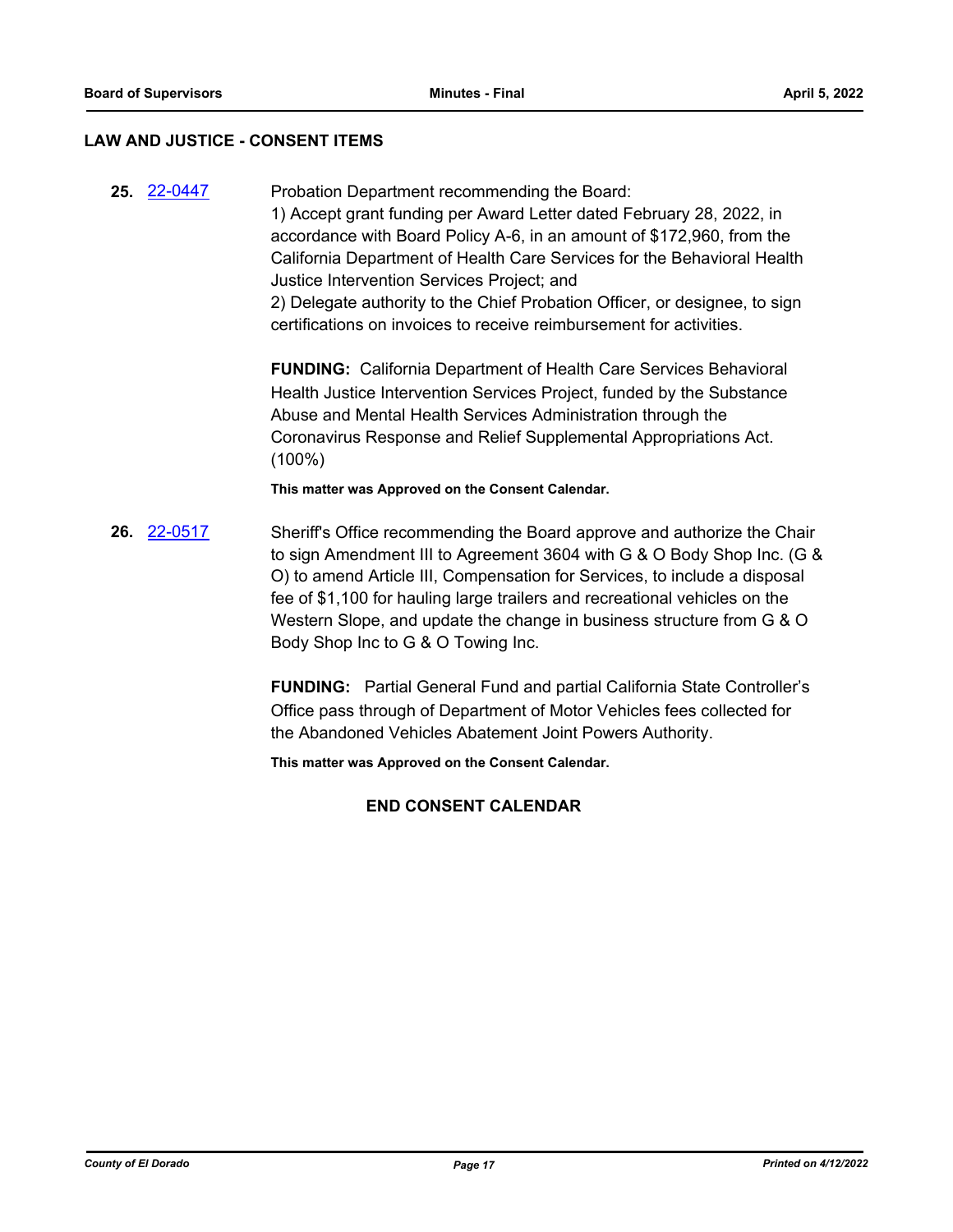## LAW AND JUSTICE - CONSENT ITEMS

**25.** [22-0447](22-0447)

Probation Department recommending the Board:

1) Accept grant funding per Award Letter dated February 28, 2022, in accordance with Board Policy A-6, in an amount of $172,960, from the California Department of Health Care Services for the Behavioral Health Justice Intervention Services Project; and

2) Delegate authority to the Chief Probation Officer, or designee, to sign certifications on invoices to receive reimbursement for activities.

**FUNDING:** California Department of Health Care Services Behavioral Health Justice Intervention Services Project, funded by the Substance Abuse and Mental Health Services Administration through the Coronavirus Response and Relief Supplemental Appropriations Act. (100%)

**This matter was Approved on the Consent Calendar.**

**26.** [22-0517](22-0517)

Sheriff's Office recommending the Board approve and authorize the Chair to sign Amendment III to Agreement 3604 with G & O Body Shop Inc. (G & O) to amend Article III, Compensation for Services, to include a disposal fee of $1,100 for hauling large trailers and recreational vehicles on the Western Slope, and update the change in business structure from G & O Body Shop Inc to G & O Towing Inc.

**FUNDING:** Partial General Fund and partial California State Controller's Office pass through of Department of Motor Vehicles fees collected for the Abandoned Vehicles Abatement Joint Powers Authority.

**This matter was Approved on the Consent Calendar.**

**END CONSENT CALENDAR**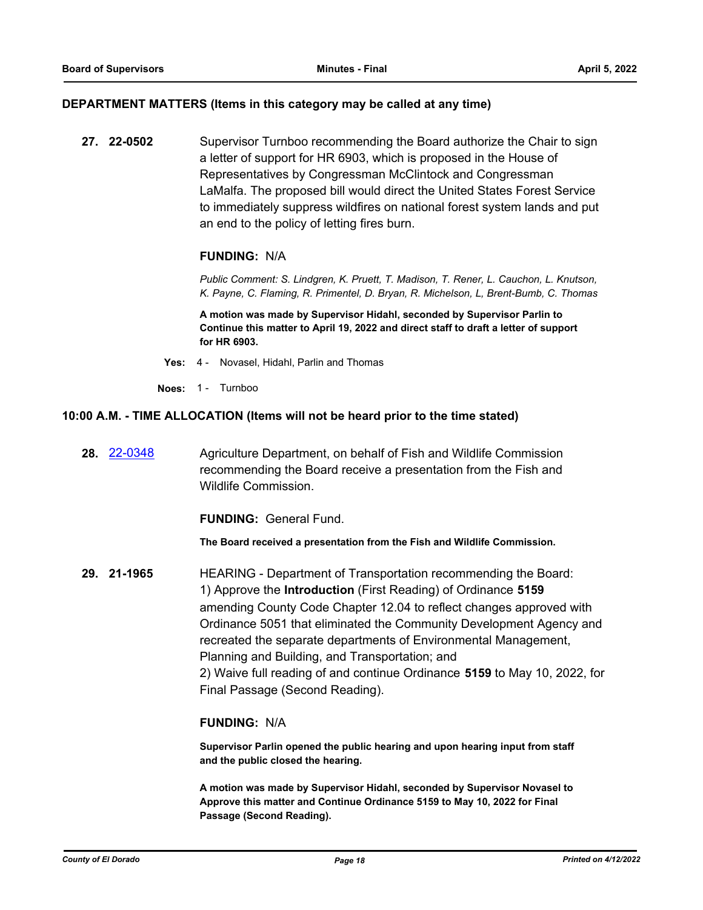## DEPARTMENT MATTERS (Items in this category may be called at any time)

**27. 22-0502** Supervisor Turnboo recommending the Board authorize the Chair to sign a letter of support for HR 6903, which is proposed in the House of Representatives by Congressman McClintock and Congressman LaMalfa. The proposed bill would direct the United States Forest Service to immediately suppress wildfires on national forest system lands and put an end to the policy of letting fires burn.

**FUNDING:** N/A

*Public Comment: S. Lindgren, K. Pruett, T. Madison, T. Rener, L. Cauchon, L. Knutson, K. Payne, C. Flaming, R. Primentel, D. Bryan, R. Michelson, L, Brent-Bumb, C. Thomas*

**A motion was made by Supervisor Hidahl, seconded by Supervisor Parlin to Continue this matter to April 19, 2022 and direct staff to draft a letter of support for HR 6903.**

**Yes:** 4 - Novasel, Hidahl, Parlin and Thomas

**Noes:** 1 - Turnboo

## 10:00 A.M. - TIME ALLOCATION (Items will not be heard prior to the time stated)

**28. 22-0348** Agriculture Department, on behalf of Fish and Wildlife Commission recommending the Board receive a presentation from the Fish and Wildlife Commission.

**FUNDING:** General Fund.

**The Board received a presentation from the Fish and Wildlife Commission.**

**29. 21-1965** HEARING - Department of Transportation recommending the Board:
1) Approve the **Introduction** (First Reading) of Ordinance **5159** amending County Code Chapter 12.04 to reflect changes approved with Ordinance 5051 that eliminated the Community Development Agency and recreated the separate departments of Environmental Management, Planning and Building, and Transportation; and
2) Waive full reading of and continue Ordinance **5159** to May 10, 2022, for Final Passage (Second Reading).

**FUNDING:** N/A

**Supervisor Parlin opened the public hearing and upon hearing input from staff and the public closed the hearing.**

**A motion was made by Supervisor Hidahl, seconded by Supervisor Novasel to Approve this matter and Continue Ordinance 5159 to May 10, 2022 for Final Passage (Second Reading).**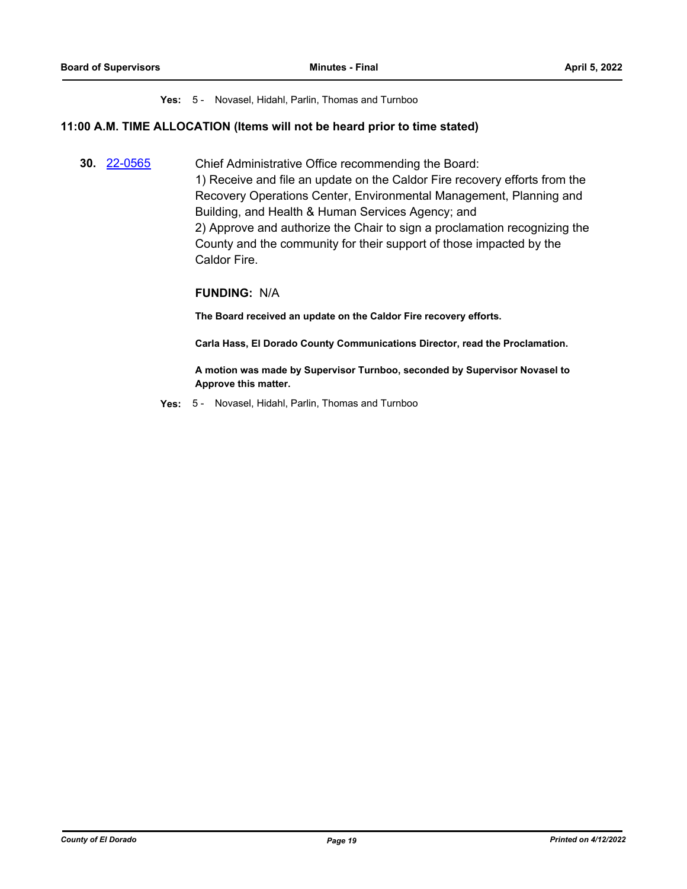**Yes:** 5 - Novasel, Hidahl, Parlin, Thomas and Turnboo

## 11:00 A.M. TIME ALLOCATION (Items will not be heard prior to time stated)

**30.** 22-0565

Chief Administrative Office recommending the Board:
1) Receive and file an update on the Caldor Fire recovery efforts from the Recovery Operations Center, Environmental Management, Planning and Building, and Health & Human Services Agency; and
2) Approve and authorize the Chair to sign a proclamation recognizing the County and the community for their support of those impacted by the Caldor Fire.

**FUNDING:** N/A

**The Board received an update on the Caldor Fire recovery efforts.**

**Carla Hass, El Dorado County Communications Director, read the Proclamation.**

**A motion was made by Supervisor Turnboo, seconded by Supervisor Novasel to Approve this matter.**

**Yes:** 5 - Novasel, Hidahl, Parlin, Thomas and Turnboo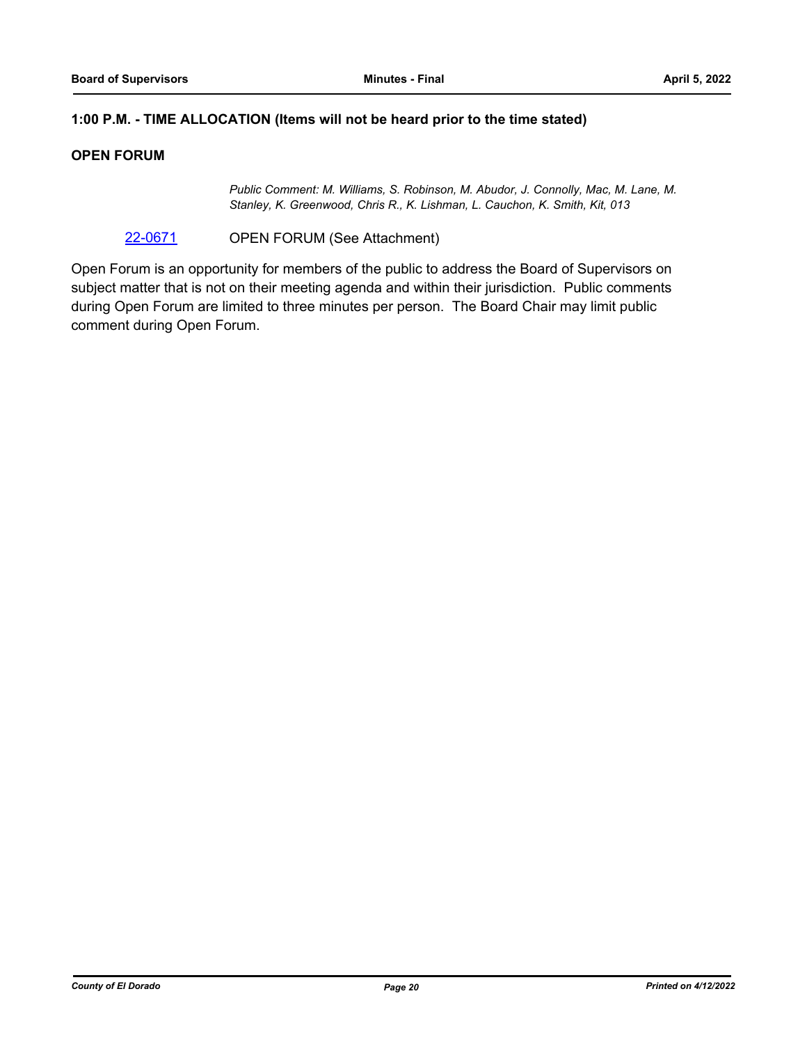**1:00 P.M. - TIME ALLOCATION (Items will not be heard prior to the time stated)**

**OPEN FORUM**

*Public Comment: M. Williams, S. Robinson, M. Abudor, J. Connolly, Mac, M. Lane, M. Stanley, K. Greenwood, Chris R., K. Lishman, L. Cauchon, K. Smith, Kit, 013*

22-0671 OPEN FORUM (See Attachment)

Open Forum is an opportunity for members of the public to address the Board of Supervisors on subject matter that is not on their meeting agenda and within their jurisdiction. Public comments during Open Forum are limited to three minutes per person. The Board Chair may limit public comment during Open Forum.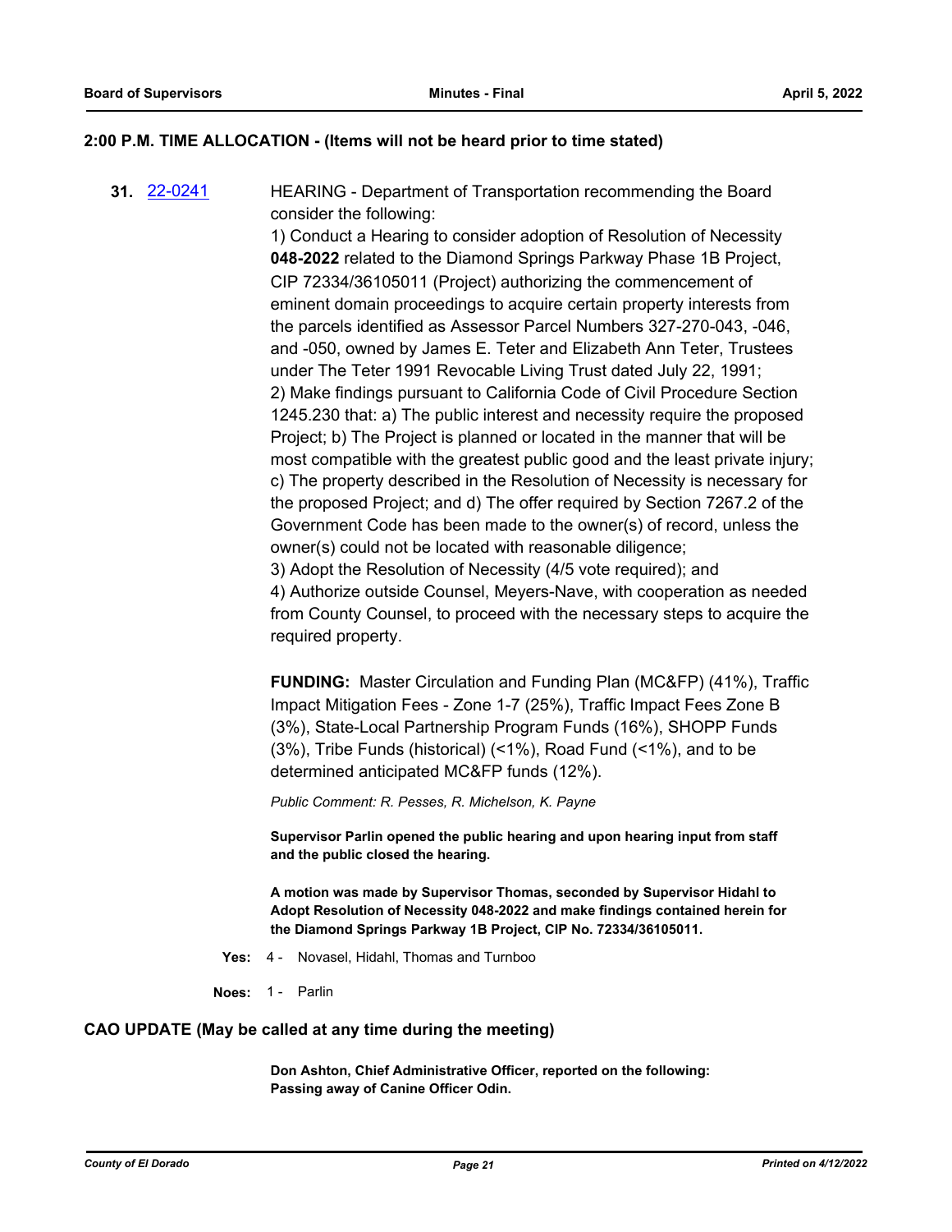## 2:00 P.M. TIME ALLOCATION - (Items will not be heard prior to time stated)

**31.** 22-0241

HEARING - Department of Transportation recommending the Board consider the following:

1) Conduct a Hearing to consider adoption of Resolution of Necessity **048-2022** related to the Diamond Springs Parkway Phase 1B Project, CIP 72334/36105011 (Project) authorizing the commencement of eminent domain proceedings to acquire certain property interests from the parcels identified as Assessor Parcel Numbers 327-270-043, -046, and -050, owned by James E. Teter and Elizabeth Ann Teter, Trustees under The Teter 1991 Revocable Living Trust dated July 22, 1991;
2) Make findings pursuant to California Code of Civil Procedure Section 1245.230 that: a) The public interest and necessity require the proposed Project; b) The Project is planned or located in the manner that will be most compatible with the greatest public good and the least private injury; c) The property described in the Resolution of Necessity is necessary for the proposed Project; and d) The offer required by Section 7267.2 of the Government Code has been made to the owner(s) of record, unless the owner(s) could not be located with reasonable diligence;
3) Adopt the Resolution of Necessity (4/5 vote required); and
4) Authorize outside Counsel, Meyers-Nave, with cooperation as needed from County Counsel, to proceed with the necessary steps to acquire the required property.

**FUNDING:** Master Circulation and Funding Plan (MC&FP) (41%), Traffic Impact Mitigation Fees - Zone 1-7 (25%), Traffic Impact Fees Zone B (3%), State-Local Partnership Program Funds (16%), SHOPP Funds (3%), Tribe Funds (historical) (<1%), Road Fund (<1%), and to be determined anticipated MC&FP funds (12%).

*Public Comment: R. Pesses, R. Michelson, K. Payne*

**Supervisor Parlin opened the public hearing and upon hearing input from staff and the public closed the hearing.**

**A motion was made by Supervisor Thomas, seconded by Supervisor Hidahl to Adopt Resolution of Necessity 048-2022 and make findings contained herein for the Diamond Springs Parkway 1B Project, CIP No. 72334/36105011.**

**Yes:** 4 - Novasel, Hidahl, Thomas and Turnboo

**Noes:** 1 - Parlin

## CAO UPDATE (May be called at any time during the meeting)

**Don Ashton, Chief Administrative Officer, reported on the following:**
**Passing away of Canine Officer Odin.**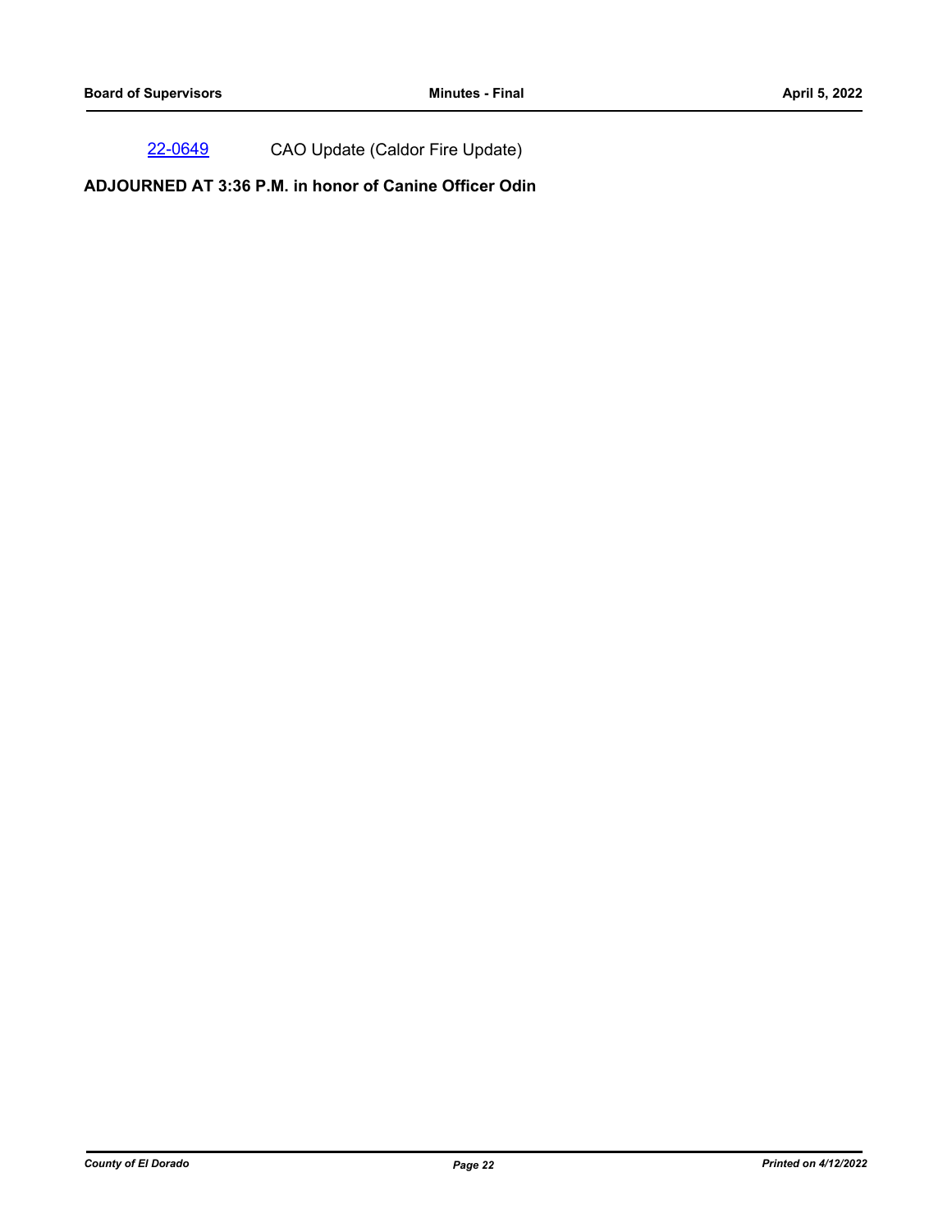22-0649 CAO Update (Caldor Fire Update)

**ADJOURNED AT 3:36 P.M. in honor of Canine Officer Odin**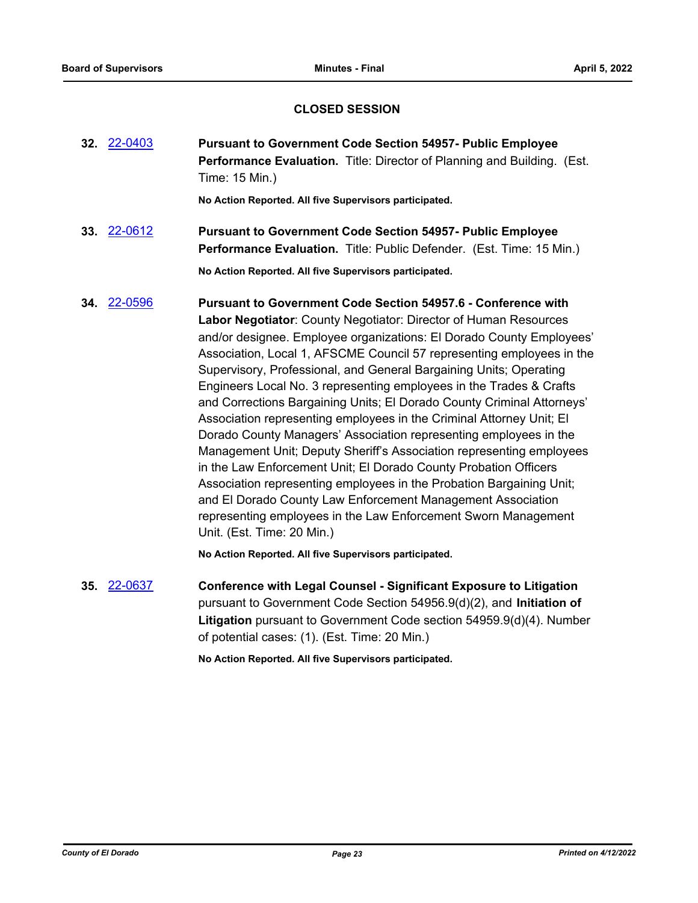## CLOSED SESSION

**32.** 22-0403 **Pursuant to Government Code Section 54957- Public Employee Performance Evaluation.** Title: Director of Planning and Building. (Est. Time: 15 Min.)

**No Action Reported. All five Supervisors participated.**

**33.** 22-0612 **Pursuant to Government Code Section 54957- Public Employee Performance Evaluation.** Title: Public Defender. (Est. Time: 15 Min.)

**No Action Reported. All five Supervisors participated.**

**34.** 22-0596 **Pursuant to Government Code Section 54957.6 - Conference with Labor Negotiator**: County Negotiator: Director of Human Resources and/or designee. Employee organizations: El Dorado County Employees' Association, Local 1, AFSCME Council 57 representing employees in the Supervisory, Professional, and General Bargaining Units; Operating Engineers Local No. 3 representing employees in the Trades & Crafts and Corrections Bargaining Units; El Dorado County Criminal Attorneys' Association representing employees in the Criminal Attorney Unit; El Dorado County Managers' Association representing employees in the Management Unit; Deputy Sheriff's Association representing employees in the Law Enforcement Unit; El Dorado County Probation Officers Association representing employees in the Probation Bargaining Unit; and El Dorado County Law Enforcement Management Association representing employees in the Law Enforcement Sworn Management Unit. (Est. Time: 20 Min.)

**No Action Reported. All five Supervisors participated.**

**35.** 22-0637 **Conference with Legal Counsel - Significant Exposure to Litigation** pursuant to Government Code Section 54956.9(d)(2), and **Initiation of Litigation** pursuant to Government Code section 54959.9(d)(4). Number of potential cases: (1). (Est. Time: 20 Min.)

**No Action Reported. All five Supervisors participated.**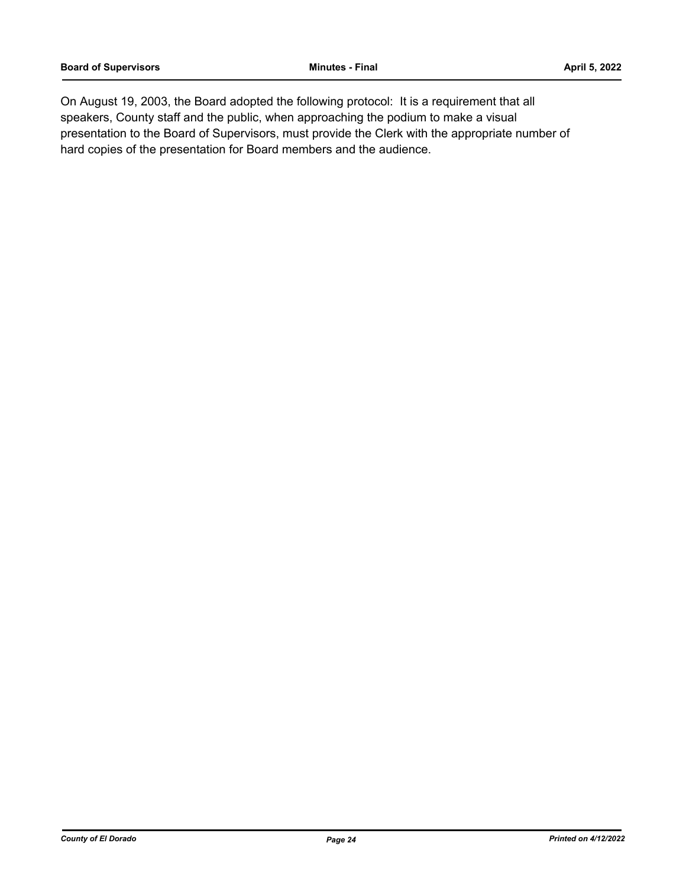On August 19, 2003, the Board adopted the following protocol: It is a requirement that all speakers, County staff and the public, when approaching the podium to make a visual presentation to the Board of Supervisors, must provide the Clerk with the appropriate number of hard copies of the presentation for Board members and the audience.